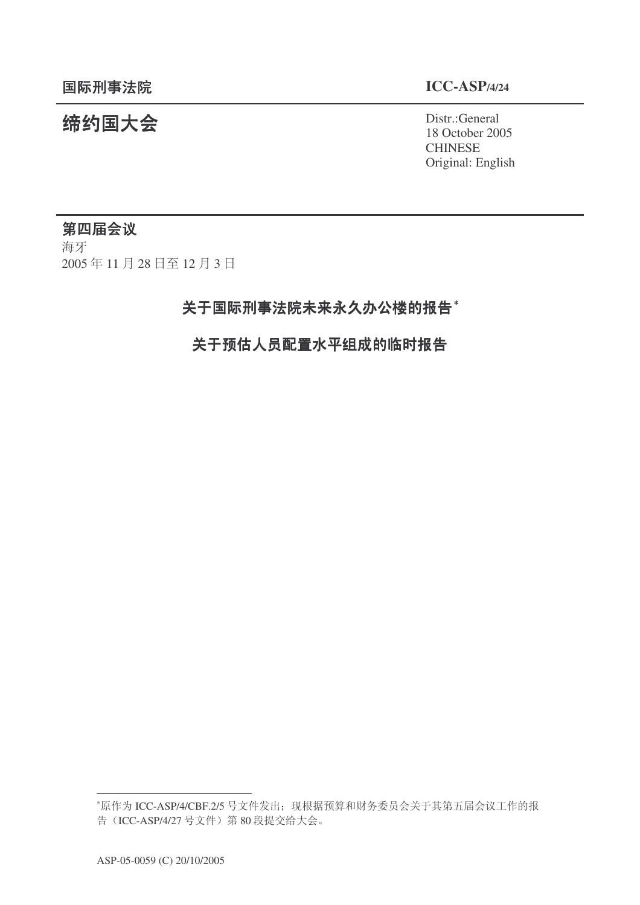国际刑事法院

**ICC-ASP/4/24**

# 缔约国大会

Distr.:General
18 October 2005
CHINESE
Original: English

## 第四届会议

海牙
2005 年 11 月 28 日至 12 月 3 日

# 关于国际刑事法院未来永久办公楼的报告*

## 关于预估人员配置水平组成的临时报告

---

*原作为 ICC-ASP/4/CBF.2/5 号文件发出；现根据预算和财务委员会关于其第五届会议工作的报告（ICC-ASP/4/27 号文件）第 80 段提交给大会。

ASP-05-0059 (C) 20/10/2005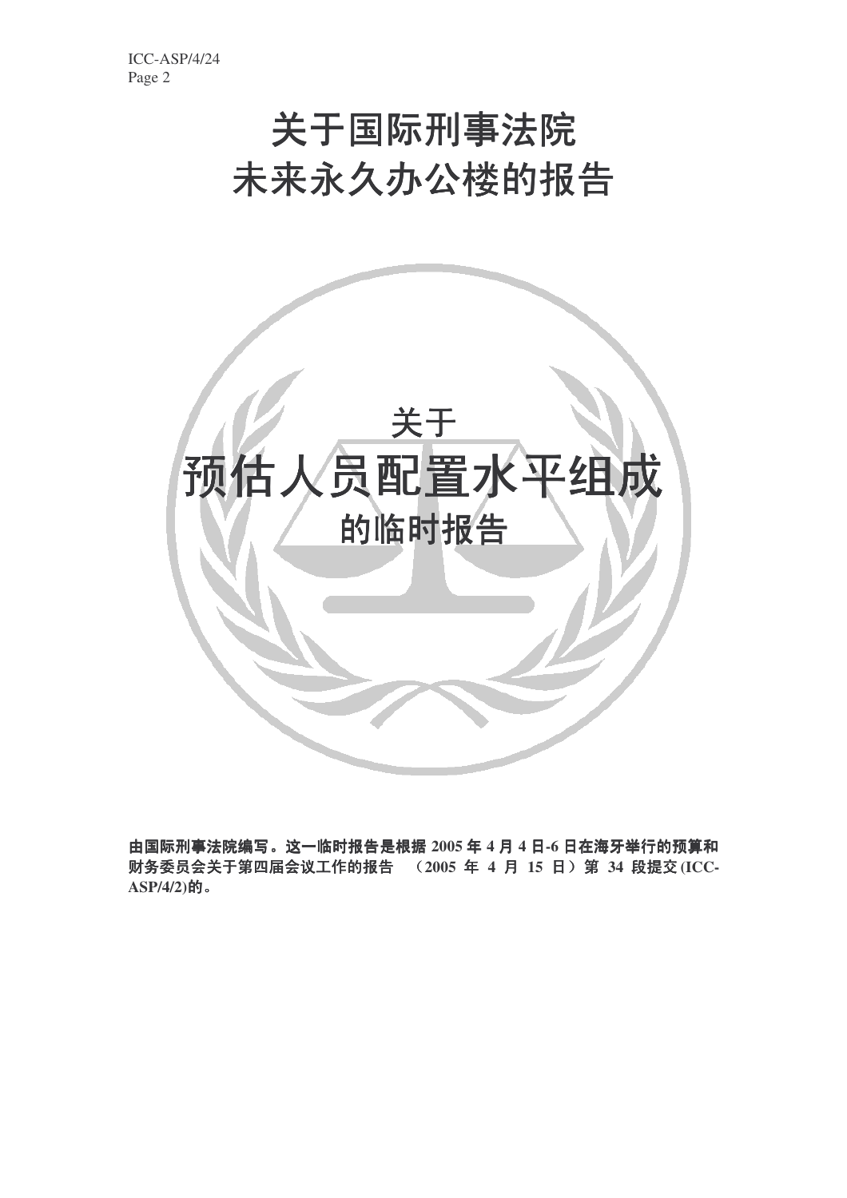# 关于国际刑事法院未来永久办公楼的报告

## 关于

## 预估人员配置水平组成

## 的临时报告

**由国际刑事法院编写。这一临时报告是根据 2005 年 4 月 4 日-6 日在海牙举行的预算和财务委员会关于第四届会议工作的报告 （2005 年 4 月 15 日）第 34 段提交 (ICC-ASP/4/2)的。**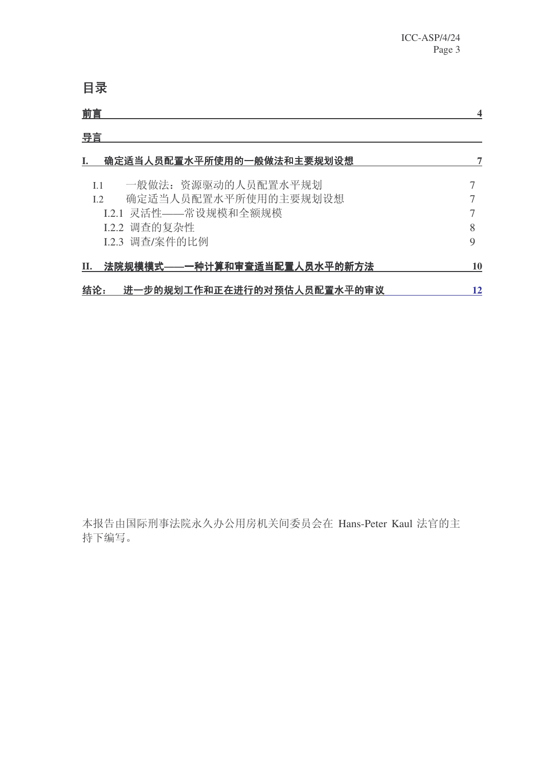# 目录

| | |
|---|---|
| **前言** | **4** |
| **导言** | |
| **I. 确定适当人员配置水平所使用的一般做法和主要规划设想** | **7** |
| I.1 一般做法：资源驱动的人员配置水平规划 | 7 |
| I.2 确定适当人员配置水平所使用的主要规划设想 | 7 |
| I.2.1 灵活性——常设规模和全额规模 | 7 |
| I.2.2 调查的复杂性 | 8 |
| I.2.3 调查/案件的比例 | 9 |
| **II. 法院规模模式——一种计算和审查适当配置人员水平的新方法** | **10** |
| **结论： 进一步的规划工作和正在进行的对预估人员配置水平的审议** | **12** |

本报告由国际刑事法院永久办公用房机关间委员会在 Hans-Peter Kaul 法官的主持下编写。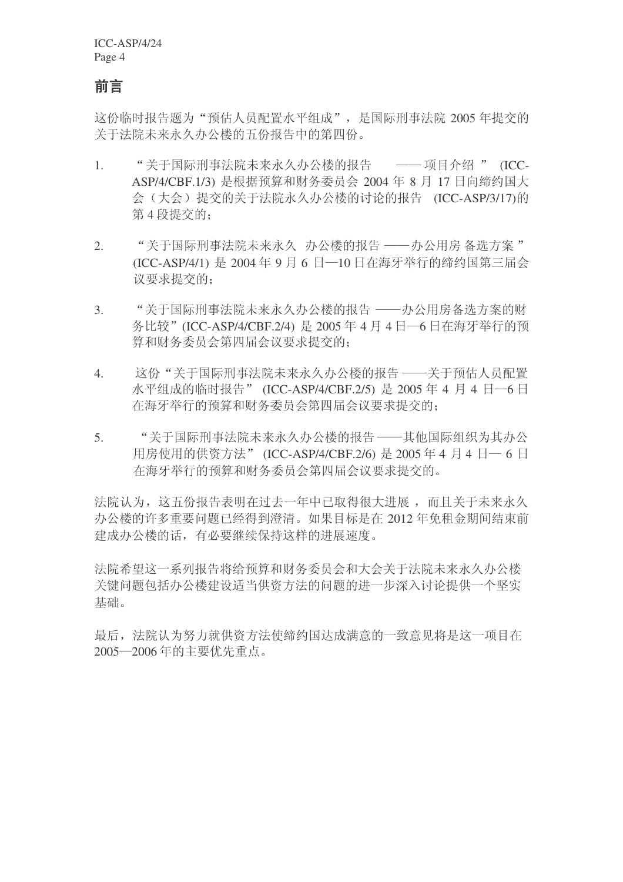## 前言

这份临时报告题为“预估人员配置水平组成”，是国际刑事法院 2005 年提交的关于法院未来永久办公楼的五份报告中的第四份。

1. “关于国际刑事法院未来永久办公楼的报告 —— 项目介绍” (ICC-ASP/4/CBF.1/3) 是根据预算和财务委员会 2004 年 8 月 17 日向缔约国大会（大会）提交的关于法院永久办公楼的讨论的报告 (ICC-ASP/3/17)的第 4 段提交的；

2. “关于国际刑事法院未来永久办公楼的报告 ——办公用房备选方案” (ICC-ASP/4/1) 是 2004 年 9 月 6 日—10 日在海牙举行的缔约国第三届会议要求提交的；

3. “关于国际刑事法院未来永久办公楼的报告 ——办公用房备选方案的财务比较”(ICC-ASP/4/CBF.2/4) 是 2005 年 4 月 4 日—6 日在海牙举行的预算和财务委员会第四届会议要求提交的；

4. 这份“关于国际刑事法院未来永久办公楼的报告 ——关于预估人员配置水平组成的临时报告” (ICC-ASP/4/CBF.2/5) 是 2005 年 4 月 4 日—6 日在海牙举行的预算和财务委员会第四届会议要求提交的；

5. “关于国际刑事法院未来永久办公楼的报告 ——其他国际组织为其办公用房使用的供资方法” (ICC-ASP/4/CBF.2/6) 是 2005 年 4 月 4 日— 6 日在海牙举行的预算和财务委员会第四届会议要求提交的。

法院认为，这五份报告表明在过去一年中已取得很大进展，而且关于未来永久办公楼的许多重要问题已经得到澄清。如果目标是在 2012 年免租金期间结束前建成办公楼的话，有必要继续保持这样的进展速度。

法院希望这一系列报告将给预算和财务委员会和大会关于法院未来永久办公楼关键问题包括办公楼建设适当供资方法的问题的进一步深入讨论提供一个坚实基础。

最后，法院认为努力就供资方法使缔约国达成满意的一致意见将是这一项目在 2005—2006 年的主要优先重点。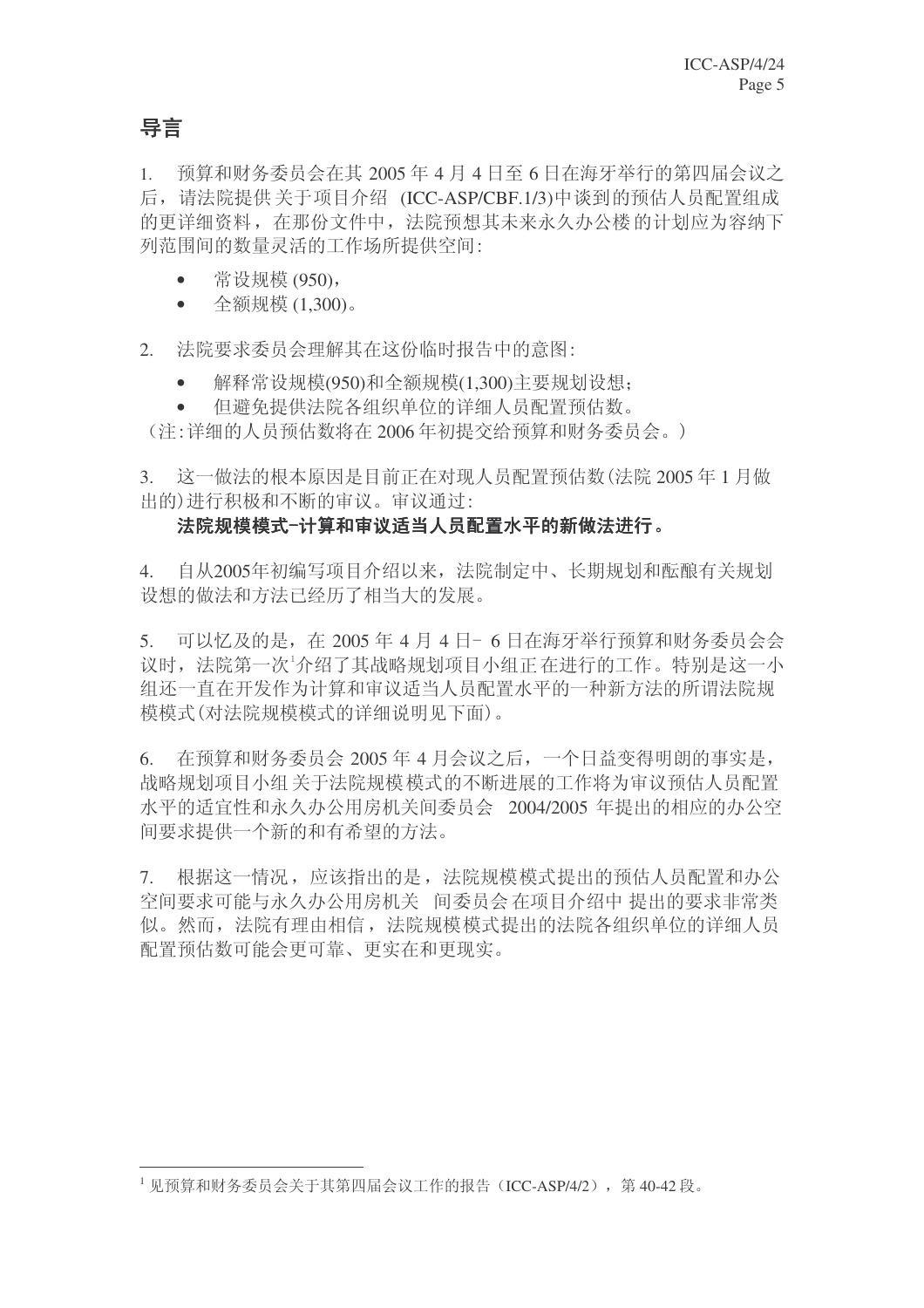## 导言

1. 预算和财务委员会在其 2005 年 4 月 4 日至 6 日在海牙举行的第四届会议之后，请法院提供关于项目介绍 (ICC-ASP/CBF.1/3)中谈到的预估人员配置组成的更详细资料，在那份文件中，法院预想其未来永久办公楼的计划应为容纳下列范围间的数量灵活的工作场所提供空间:

- 常设规模 (950)，
- 全额规模 (1,300)。

2. 法院要求委员会理解其在这份临时报告中的意图:

- 解释常设规模(950)和全额规模(1,300)主要规划设想；
- 但避免提供法院各组织单位的详细人员配置预估数。

（注:详细的人员预估数将在 2006 年初提交给预算和财务委员会。）

3. 这一做法的根本原因是目前正在对现人员配置预估数(法院 2005 年 1 月做出的)进行积极和不断的审议。审议通过:

**法院规模模式-计算和审议适当人员配置水平的新做法进行。**

4. 自从2005年初编写项目介绍以来，法院制定中、长期规划和酝酿有关规划设想的做法和方法已经历了相当大的发展。

5. 可以忆及的是，在 2005 年 4 月 4 日- 6 日在海牙举行预算和财务委员会会议时，法院第一次[1]介绍了其战略规划项目小组正在进行的工作。特别是这一小组还一直在开发作为计算和审议适当人员配置水平的一种新方法的所谓法院规模模式(对法院规模模式的详细说明见下面)。

6. 在预算和财务委员会 2005 年 4 月会议之后，一个日益变得明朗的事实是，战略规划项目小组关于法院规模模式的不断进展的工作将为审议预估人员配置水平的适宜性和永久办公用房机关间委员会 2004/2005 年提出的相应的办公空间要求提供一个新的和有希望的方法。

7. 根据这一情况，应该指出的是，法院规模模式提出的预估人员配置和办公空间要求可能与永久办公用房机关间委员会在项目介绍中提出的要求非常类似。然而，法院有理由相信，法院规模模式提出的法院各组织单位的详细人员配置预估数可能会更可靠、更实在和更现实。

[1] 见预算和财务委员会关于其第四届会议工作的报告（ICC-ASP/4/2），第 40-42 段。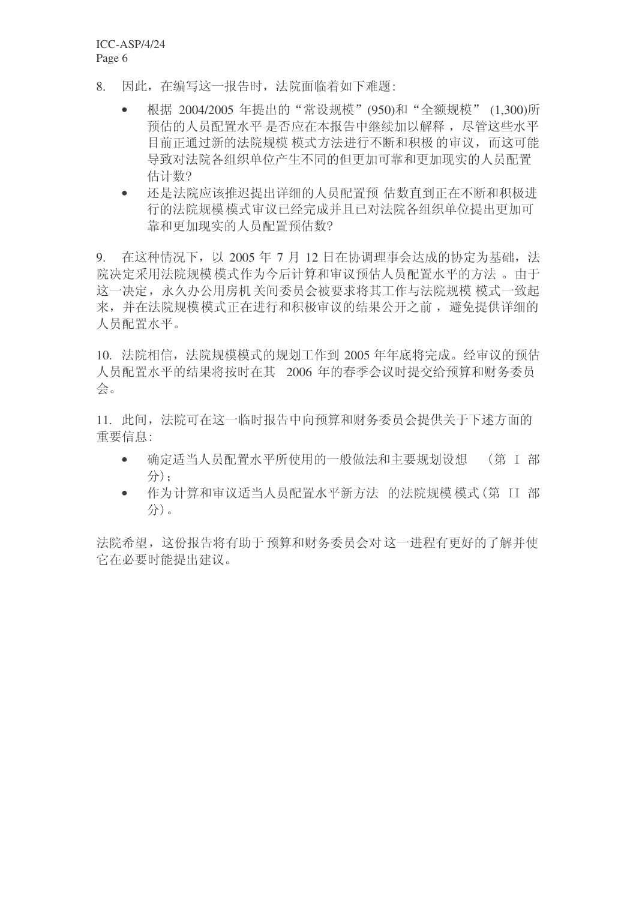8. 因此，在编写这一报告时，法院面临着如下难题:

- 根据 2004/2005 年提出的“常设规模”(950)和“全额规模” (1,300)所预估的人员配置水平 是否应在本报告中继续加以解释 ，尽管这些水平目前正通过新的法院规模 模式方法进行不断和积极 的审议，而这可能导致对法院各组织单位产生不同的但更加可靠和更加现实的人员配置估计数?
- 还是法院应该推迟提出详细的人员配置预 估数直到正在不断和积极进行的法院规模 模式审议已经完成并且已对法院各组织单位提出更加可靠和更加现实的人员配置预估数?

9. 在这种情况下，以 2005 年 7 月 12 日在协调理事会达成的协定为基础，法院决定采用法院规模 模式作为今后计算和审议预估人员配置水平的方法 。由于这一决定，永久办公用房机关间委员会被要求将其工作与法院规模 模式一致起来，并在法院规模 模式正在进行和积极审议的结果公开之前 ，避免提供详细的人员配置水平。

10. 法院相信，法院规模模式的规划工作到 2005 年年底将完成。经审议的预估人员配置水平的结果将按时在其 2006 年的春季会议时提交给预算和财务委员会。

11. 此间，法院可在这一临时报告中向预算和财务委员会提供关于下述方面的重要信息:

- 确定适当人员配置水平所使用的一般做法和主要规划设想 （第 I 部分）;
- 作为计算和审议适当人员配置水平新方法 的法院规模 模式(第 II 部分)。

法院希望，这份报告将有助于 预算和财务委员会对 这一进程有更好的了解并使它在必要时能提出建议。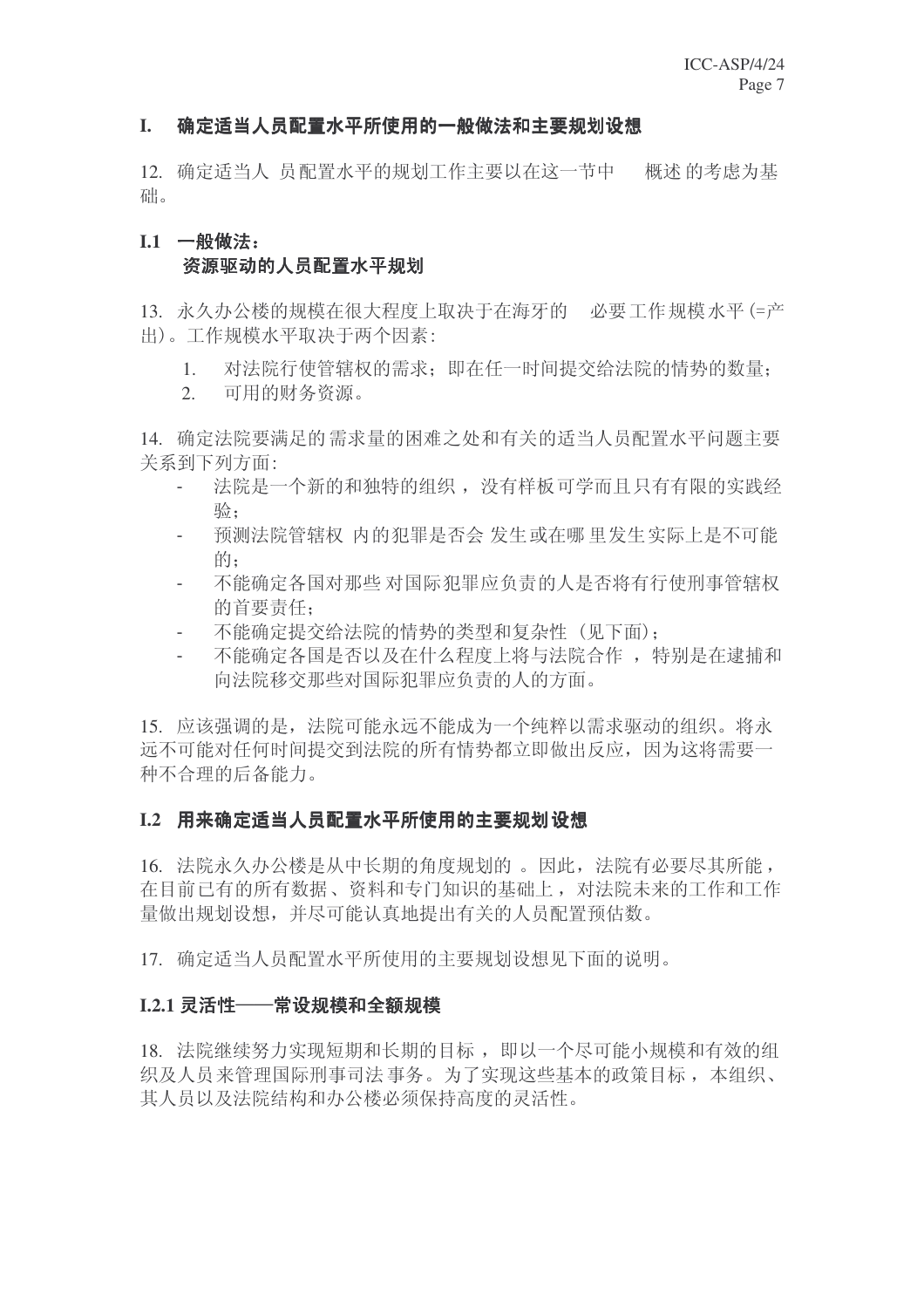## I. 确定适当人员配置水平所使用的一般做法和主要规划设想

12. 确定适当人员配置水平的规划工作主要以在这一节中概述的考虑为基础。

### I.1 一般做法：资源驱动的人员配置水平规划

13. 永久办公楼的规模在很大程度上取决于在海牙的必要工作规模水平 (=产出)。工作规模水平取决于两个因素:

1. 对法院行使管辖权的需求；即在任一时间提交给法院的情势的数量；
2. 可用的财务资源。

14. 确定法院要满足的需求量的困难之处和有关的适当人员配置水平问题主要关系到下列方面:

- 法院是一个新的和独特的组织，没有样板可学而且只有有限的实践经验；
- 预测法院管辖权内的犯罪是否会发生或在哪里发生实际上是不可能的；
- 不能确定各国对那些对国际犯罪应负责的人是否将有行使刑事管辖权的首要责任；
- 不能确定提交给法院的情势的类型和复杂性（见下面）；
- 不能确定各国是否以及在什么程度上将与法院合作，特别是在逮捕和向法院移交那些对国际犯罪应负责的人的方面。

15. 应该强调的是，法院可能永远不能成为一个纯粹以需求驱动的组织。将永远不可能对任何时间提交到法院的所有情势都立即做出反应，因为这将需要一种不合理的后备能力。

### I.2 用来确定适当人员配置水平所使用的主要规划设想

16. 法院永久办公楼是从中长期的角度规划的。因此，法院有必要尽其所能，在目前已有的所有数据、资料和专门知识的基础上，对法院未来的工作和工作量做出规划设想，并尽可能认真地提出有关的人员配置预估数。

17. 确定适当人员配置水平所使用的主要规划设想见下面的说明。

#### I.2.1 灵活性——常设规模和全额规模

18. 法院继续努力实现短期和长期的目标，即以一个尽可能小规模和有效的组织及人员来管理国际刑事司法事务。为了实现这些基本的政策目标，本组织、其人员以及法院结构和办公楼必须保持高度的灵活性。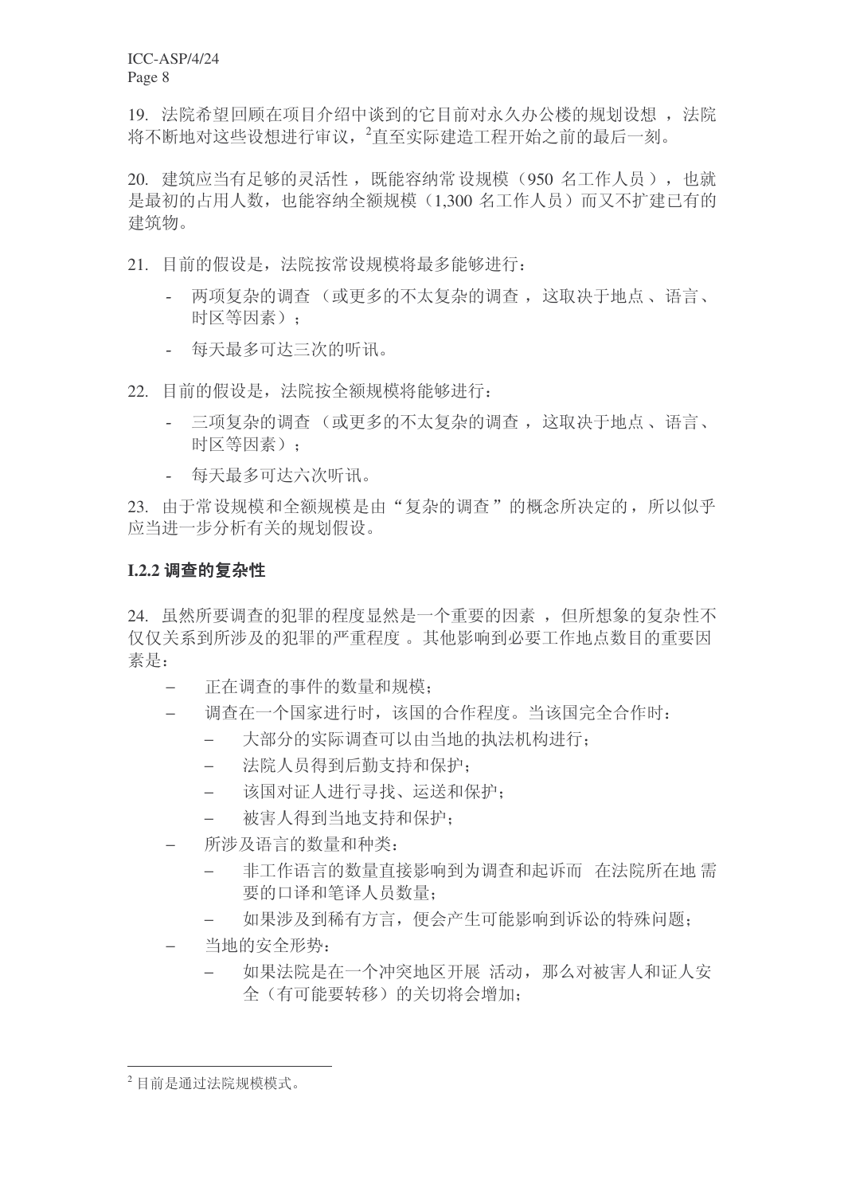19. 法院希望回顾在项目介绍中谈到的它目前对永久办公楼的规划设想，法院将不断地对这些设想进行审议，[2]直至实际建造工程开始之前的最后一刻。

20. 建筑应当有足够的灵活性，既能容纳常设规模（950 名工作人员），也就是最初的占用人数，也能容纳全额规模（1,300 名工作人员）而又不扩建已有的建筑物。

21. 目前的假设是，法院按常设规模将最多能够进行：

- 两项复杂的调查（或更多的不太复杂的调查，这取决于地点、语言、时区等因素）；
- 每天最多可达三次的听讯。

22. 目前的假设是，法院按全额规模将能够进行：

- 三项复杂的调查（或更多的不太复杂的调查，这取决于地点、语言、时区等因素）；
- 每天最多可达六次听讯。

23. 由于常设规模和全额规模是由"复杂的调查"的概念所决定的，所以似乎应当进一步分析有关的规划假设。

### I.2.2 调查的复杂性

24. 虽然所要调查的犯罪的程度显然是一个重要的因素，但所想象的复杂性不仅仅关系到所涉及的犯罪的严重程度。其他影响到必要工作地点数目的重要因素是：

- 正在调查的事件的数量和规模；
- 调查在一个国家进行时，该国的合作程度。当该国完全合作时：
  - 大部分的实际调查可以由当地的执法机构进行；
  - 法院人员得到后勤支持和保护；
  - 该国对证人进行寻找、运送和保护；
  - 被害人得到当地支持和保护；
- 所涉及语言的数量和种类：
  - 非工作语言的数量直接影响到为调查和起诉而在法院所在地需要的口译和笔译人员数量；
  - 如果涉及到稀有方言，便会产生可能影响到诉讼的特殊问题；
- 当地的安全形势：
  - 如果法院是在一个冲突地区开展活动，那么对被害人和证人安全（有可能要转移）的关切将会增加；

---

[2] 目前是通过法院规模模式。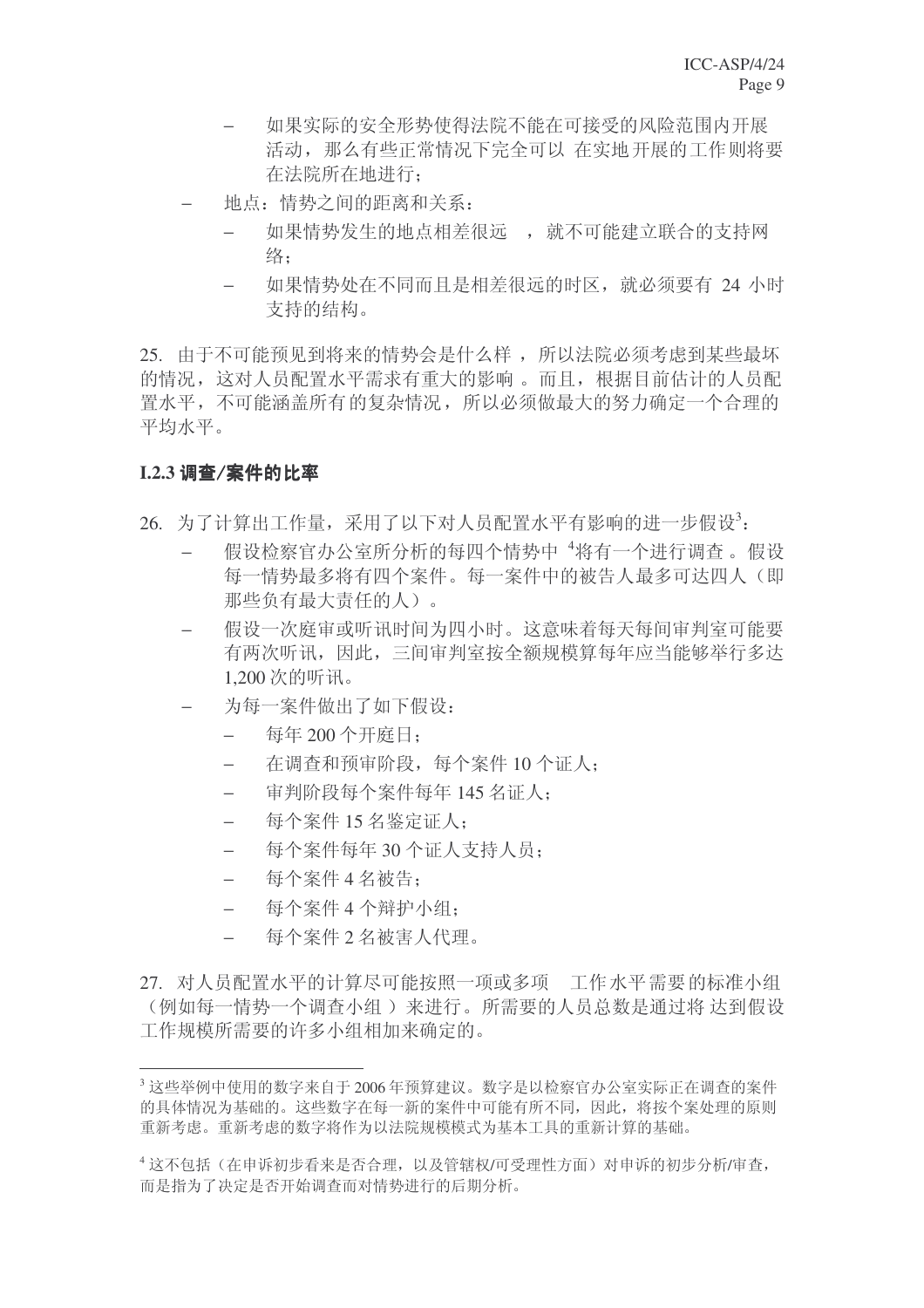- 如果实际的安全形势使得法院不能在可接受的风险范围内开展活动，那么有些正常情况下完全可以 在实地开展的工作则将要在法院所在地进行；
- 地点：情势之间的距离和关系：
  - 如果情势发生的地点相差很远 ，就不可能建立联合的支持网络；
  - 如果情势处在不同而且是相差很远的时区，就必须要有 24 小时支持的结构。

25. 由于不可能预见到将来的情势会是什么样 ，所以法院必须考虑到某些最坏的情况，这对人员配置水平需求有重大的影响 。而且，根据目前估计的人员配置水平，不可能涵盖所有 的复杂情况，所以必须做最大的努力确定一个合理的平均水平。

### I.2.3 调查/案件的比率

26. 为了计算出工作量，采用了以下对人员配置水平有影响的进一步假设[3]：

- 假设检察官办公室所分析的每四个情势中 [4]将有一个进行调查 。假设每一情势最多将有四个案件。每一案件中的被告人最多可达四人（即那些负有最大责任的人）。
- 假设一次庭审或听讯时间为四小时。这意味着每天每间审判室可能要有两次听讯，因此，三间审判室按全额规模算每年应当能够举行多达 1,200 次的听讯。
- 为每一案件做出了如下假设：
  - 每年 200 个开庭日；
  - 在调查和预审阶段，每个案件 10 个证人；
  - 审判阶段每个案件每年 145 名证人；
  - 每个案件 15 名鉴定证人；
  - 每个案件每年 30 个证人支持人员；
  - 每个案件 4 名被告；
  - 每个案件 4 个辩护小组；
  - 每个案件 2 名被害人代理。

27. 对人员配置水平的计算尽可能按照一项或多项 工作 水平 需要 的标准小组（例如每一情势一个调查小组 ）来进行。所需要的人员总数是通过将 达到假设工作规模所需要的许多小组相加来确定的。

---

[3] 这些举例中使用的数字来自于 2006 年预算建议。数字是以检察官办公室实际正在调查的案件的具体情况为基础的。这些数字在每一新的案件中可能有所不同，因此，将按个案处理的原则重新考虑。重新考虑的数字将作为以法院规模模式为基本工具的重新计算的基础。

[4] 这不包括（在申诉初步看来是否合理，以及管辖权/可受理性方面）对申诉的初步分析/审查，而是指为了决定是否开始调查而对情势进行的后期分析。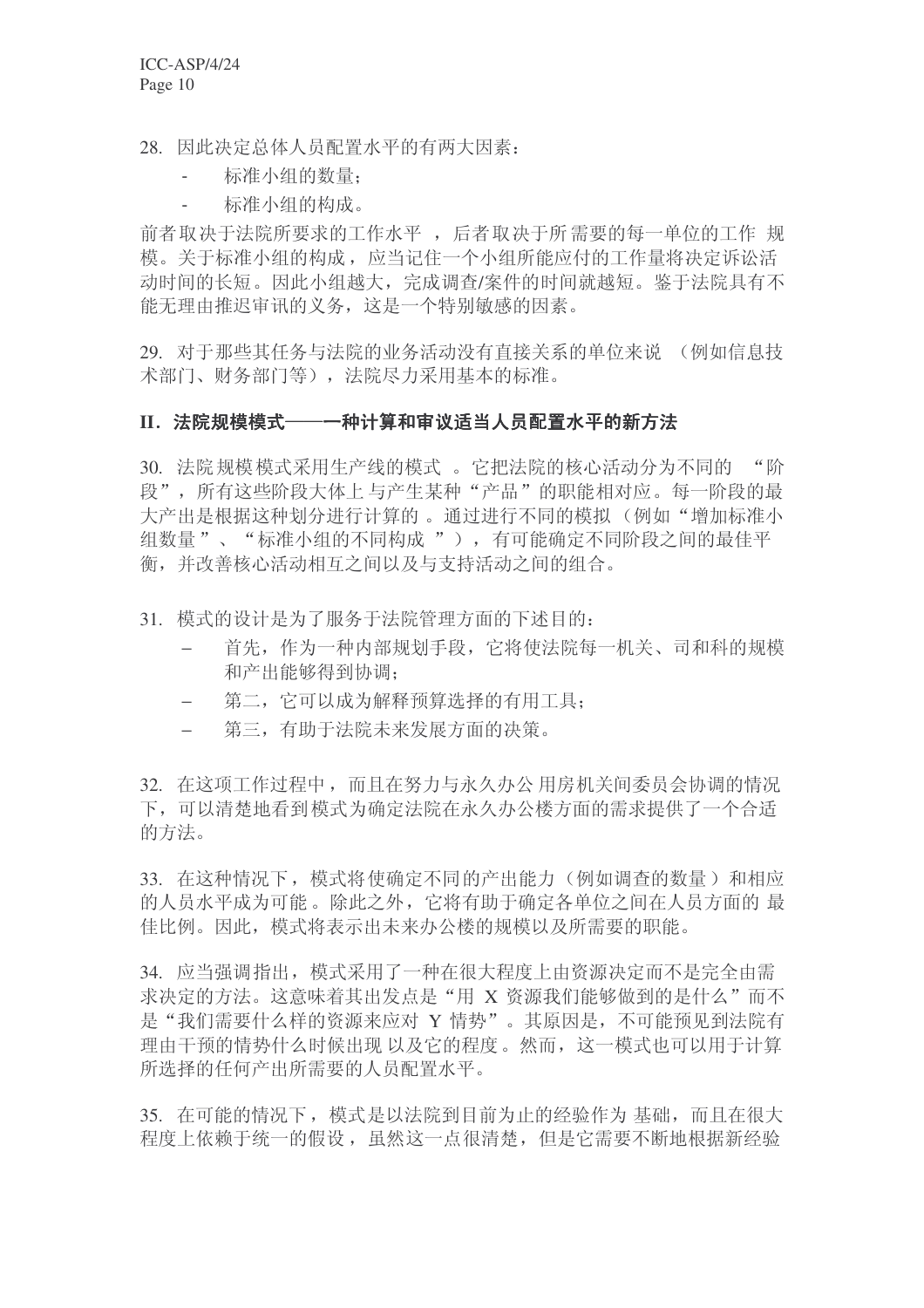28. 因此决定总体人员配置水平的有两大因素：

- 标准小组的数量；
- 标准小组的构成。

前者取决于法院所要求的工作水平，后者取决于所需要的每一单位的工作规模。关于标准小组的构成，应当记住一个小组所能应付的工作量将决定诉讼活动时间的长短。因此小组越大，完成调查/案件的时间就越短。鉴于法院具有不能无理由推迟审讯的义务，这是一个特别敏感的因素。

29. 对于那些其任务与法院的业务活动没有直接关系的单位来说（例如信息技术部门、财务部门等），法院尽力采用基本的标准。

## II．法院规模模式——一种计算和审议适当人员配置水平的新方法

30. 法院规模模式采用生产线的模式。它把法院的核心活动分为不同的“阶段”，所有这些阶段大体上与产生某种“产品”的职能相对应。每一阶段的最大产出是根据这种划分进行计算的。通过进行不同的模拟（例如“增加标准小组数量”、“标准小组的不同构成”），有可能确定不同阶段之间的最佳平衡，并改善核心活动相互之间以及与支持活动之间的组合。

31. 模式的设计是为了服务于法院管理方面的下述目的：

- 首先，作为一种内部规划手段，它将使法院每一机关、司和科的规模和产出能够得到协调；
- 第二，它可以成为解释预算选择的有用工具；
- 第三，有助于法院未来发展方面的决策。

32. 在这项工作过程中，而且在努力与永久办公用房机关间委员会协调的情况下，可以清楚地看到模式为确定法院在永久办公楼方面的需求提供了一个合适的方法。

33. 在这种情况下，模式将使确定不同的产出能力（例如调查的数量）和相应的人员水平成为可能。除此之外，它将有助于确定各单位之间在人员方面的最佳比例。因此，模式将表示出未来办公楼的规模以及所需要的职能。

34. 应当强调指出，模式采用了一种在很大程度上由资源决定而不是完全由需求决定的方法。这意味着其出发点是“用 X 资源我们能够做到的是什么”而不是“我们需要什么样的资源来应对 Y 情势”。其原因是，不可能预见到法院有理由干预的情势什么时候出现以及它的程度。然而，这一模式也可以用于计算所选择的任何产出所需要的人员配置水平。

35. 在可能的情况下，模式是以法院到目前为止的经验作为基础，而且在很大程度上依赖于统一的假设，虽然这一点很清楚，但是它需要不断地根据新经验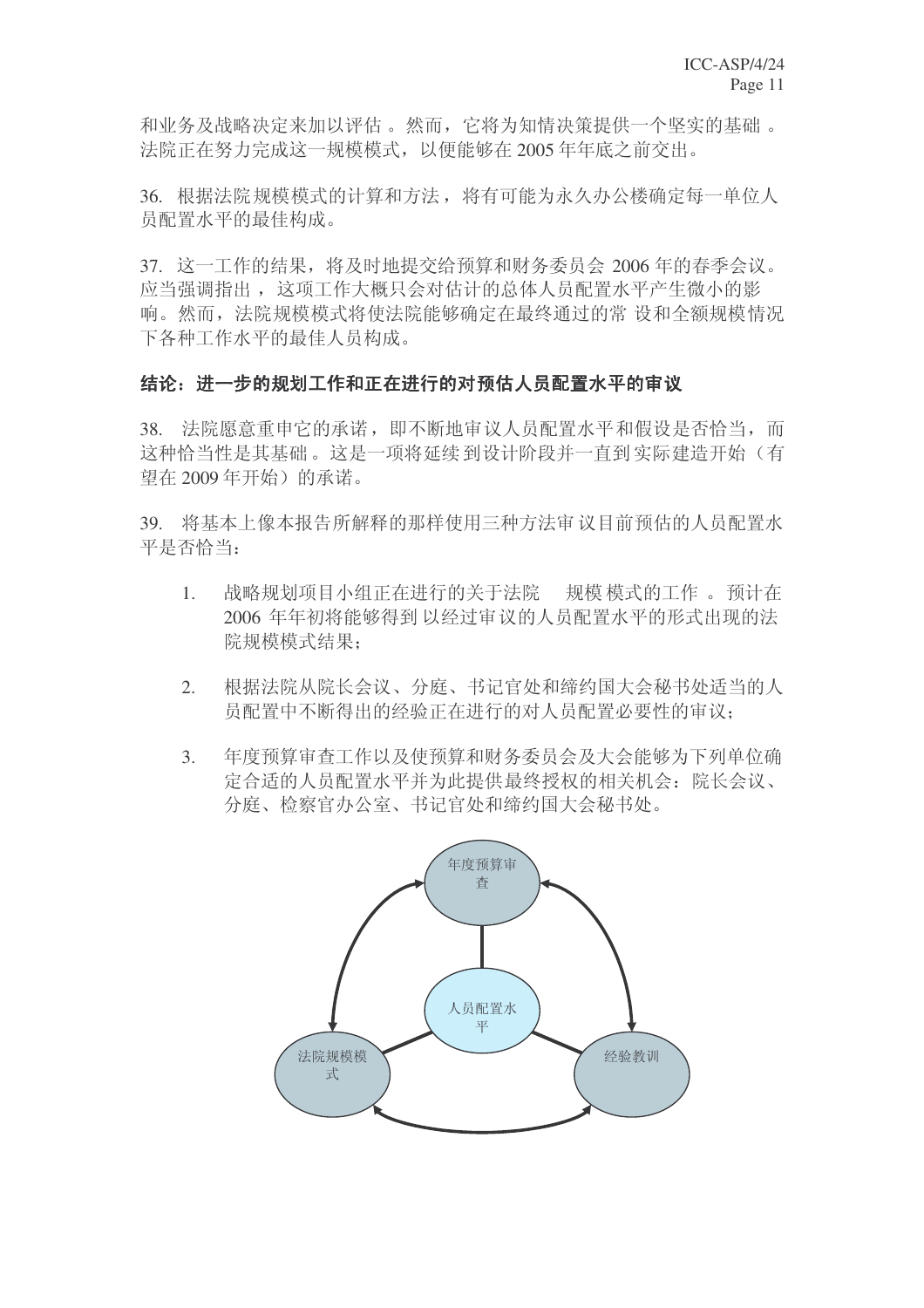和业务及战略决定来加以评估 。然而，它将为知情决策提供一个坚实的基础 。法院正在努力完成这一规模模式，以便能够在 2005 年年底之前交出。

36. 根据法院规模模式的计算和方法，将有可能为永久办公楼确定每一单位人员配置水平的最佳构成。

37. 这一工作的结果，将及时地提交给预算和财务委员会 2006 年的春季会议。应当强调指出， 这项工作大概只会对估计的总体人员配置水平产生微小的影响。然而，法院规模模式将使法院能够确定在最终通过的常 设和全额规模情况下各种工作水平的最佳人员构成。

**结论：进一步的规划工作和正在进行的对预估人员配置水平的审议**

38. 法院愿意重申它的承诺，即不断地审议人员配置水平和假设是否恰当，而这种恰当性是其基础 。这是一项将延续 到设计阶段并一直到 实际建造开始（有望在 2009 年开始）的承诺。

39. 将基本上像本报告所解释的那样使用三种方法审 议目前预估的人员配置水平是否恰当：

1. 战略规划项目小组正在进行的关于法院 规模 模式的工作 。预计在 2006 年年初将能够得到 以经过审 议的人员配置水平的形式出现的法院规模模式结果；

2. 根据法院从院长会议、分庭、书记官处和缔约国大会秘书处适当的人员配置中不断得出的经验正在进行的对人员配置必要性的审议；

3. 年度预算审查工作以及使预算和财务委员会及大会能够为下列单位确定合适的人员配置水平并为此提供最终授权的相关机会：院长会议、分庭、检察官办公室、书记官处和缔约国大会秘书处。

年度预算审查

人员配置水平

法院规模模式

经验教训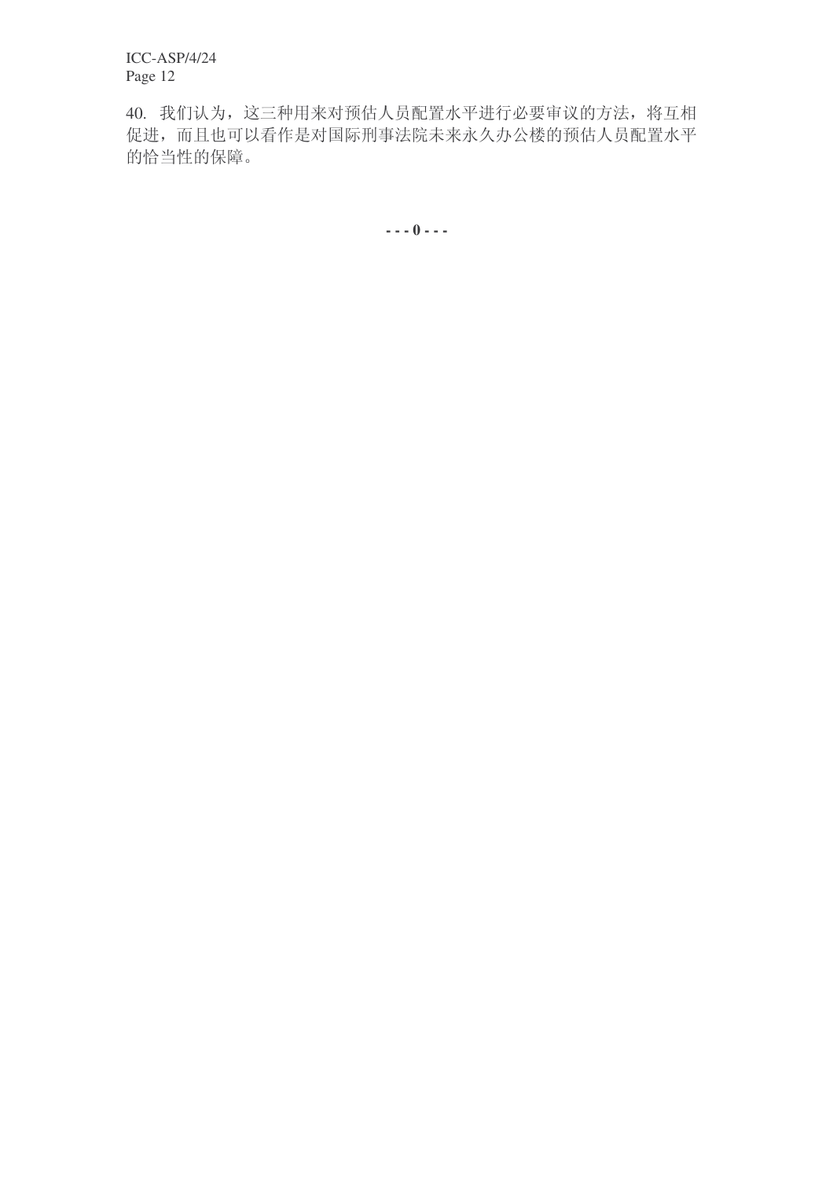40. 我们认为，这三种用来对预估人员配置水平进行必要审议的方法，将互相促进，而且也可以看作是对国际刑事法院未来永久办公楼的预估人员配置水平的恰当性的保障。

**- - - 0 - - -**